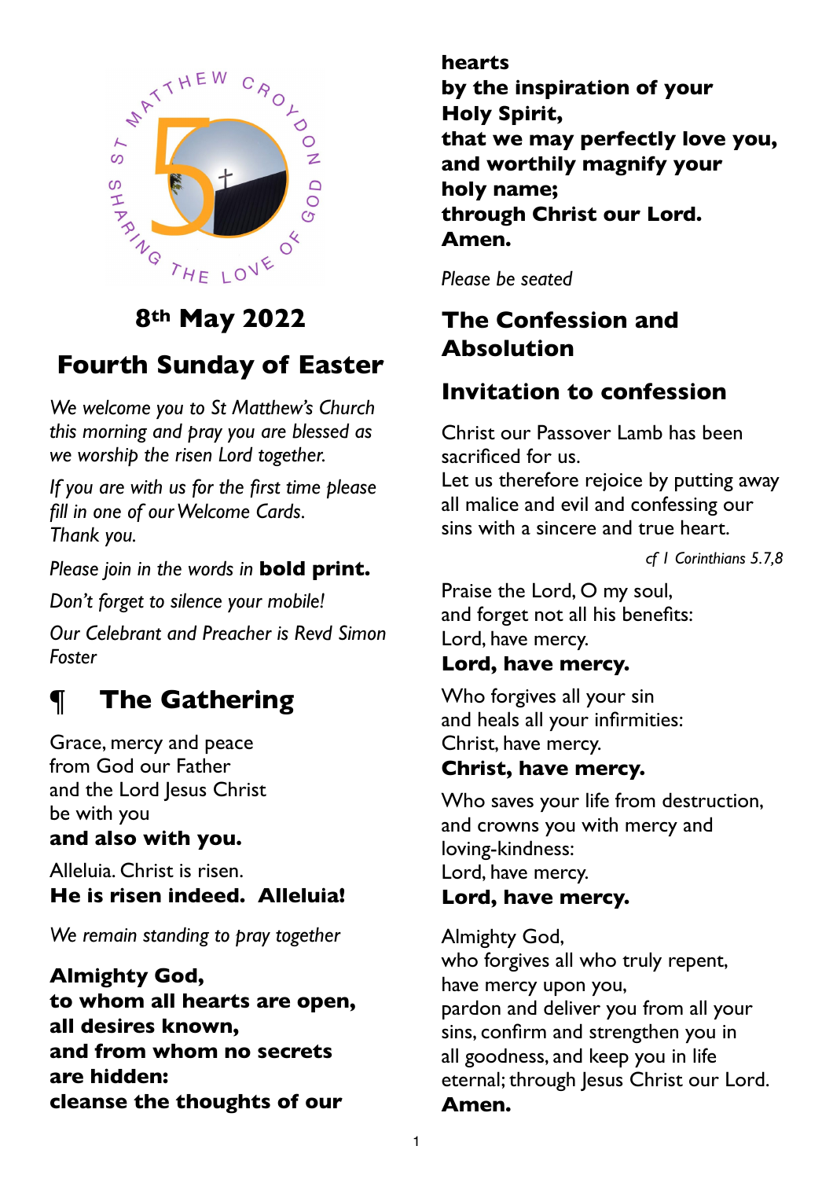ST MATTHEW CROYDON SHARING THE LOVE OF GOD

## 8th May 2022

# Fourth Sunday of Easter

*We welcome you to St Matthew's Church this morning and pray you are blessed as we worship the risen Lord together.*

*If you are with us for the first time please fill in one of our Welcome Cards. Thank you.*

*Please join in the words in* **bold print.**

*Don't forget to silence your mobile!*

*Our Celebrant and Preacher is Revd Simon Foster*

## ¶ The Gathering

Grace, mercy and peace
from God our Father
and the Lord Jesus Christ
be with you
**and also with you.**

Alleluia. Christ is risen.
**He is risen indeed. Alleluia!**

*We remain standing to pray together*

**Almighty God,
to whom all hearts are open,
all desires known,
and from whom no secrets are hidden:
cleanse the thoughts of our hearts
by the inspiration of your Holy Spirit,
that we may perfectly love you,
and worthily magnify your holy name;
through Christ our Lord.
Amen.**

*Please be seated*

## The Confession and Absolution

### Invitation to confession

Christ our Passover Lamb has been sacrificed for us.
Let us therefore rejoice by putting away all malice and evil and confessing our sins with a sincere and true heart.

*cf I Corinthians 5.7,8*

Praise the Lord, O my soul,
and forget not all his benefits:
Lord, have mercy.
**Lord, have mercy.**

Who forgives all your sin
and heals all your infirmities:
Christ, have mercy.
**Christ, have mercy.**

Who saves your life from destruction,
and crowns you with mercy and loving-kindness:
Lord, have mercy.
**Lord, have mercy.**

Almighty God,
who forgives all who truly repent,
have mercy upon you,
pardon and deliver you from all your sins, confirm and strengthen you in all goodness, and keep you in life eternal; through Jesus Christ our Lord.
**Amen.**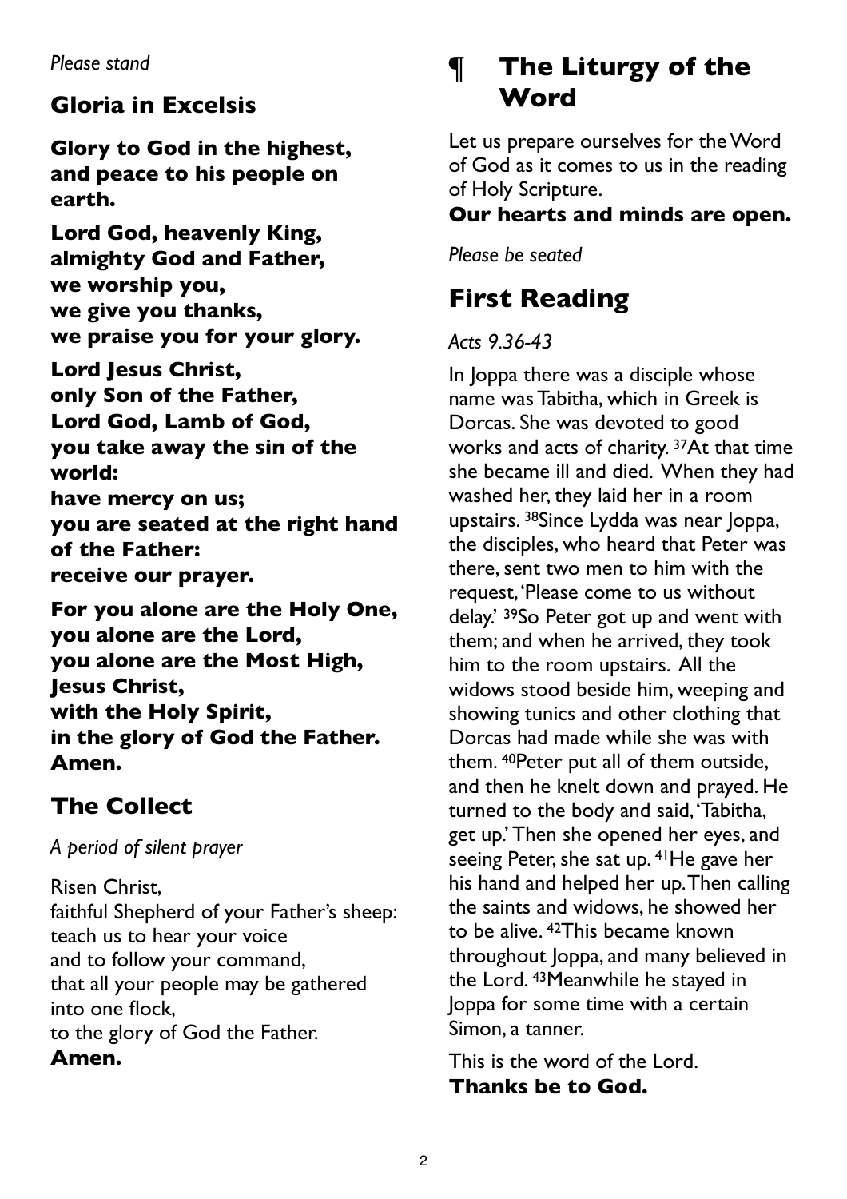*Please stand*

## Gloria in Excelsis

**Glory to God in the highest,**
**and peace to his people on earth.**

**Lord God, heavenly King,**
**almighty God and Father,**
**we worship you,**
**we give you thanks,**
**we praise you for your glory.**

**Lord Jesus Christ,**
**only Son of the Father,**
**Lord God, Lamb of God,**
**you take away the sin of the world:**
**have mercy on us;**
**you are seated at the right hand of the Father:**
**receive our prayer.**

**For you alone are the Holy One,**
**you alone are the Lord,**
**you alone are the Most High,**
**Jesus Christ,**
**with the Holy Spirit,**
**in the glory of God the Father.**
**Amen.**

## The Collect

*A period of silent prayer*

Risen Christ,
faithful Shepherd of your Father's sheep:
teach us to hear your voice
and to follow your command,
that all your people may be gathered into one flock,
to the glory of God the Father.
**Amen.**

# ¶ The Liturgy of the Word

Let us prepare ourselves for the Word of God as it comes to us in the reading of Holy Scripture.
**Our hearts and minds are open.**

*Please be seated*

## First Reading

*Acts 9.36-43*

In Joppa there was a disciple whose name was Tabitha, which in Greek is Dorcas. She was devoted to good works and acts of charity. 37At that time she became ill and died. When they had washed her, they laid her in a room upstairs. 38Since Lydda was near Joppa, the disciples, who heard that Peter was there, sent two men to him with the request, 'Please come to us without delay.' 39So Peter got up and went with them; and when he arrived, they took him to the room upstairs. All the widows stood beside him, weeping and showing tunics and other clothing that Dorcas had made while she was with them. 40Peter put all of them outside, and then he knelt down and prayed. He turned to the body and said, 'Tabitha, get up.' Then she opened her eyes, and seeing Peter, she sat up. 41He gave her his hand and helped her up. Then calling the saints and widows, he showed her to be alive. 42This became known throughout Joppa, and many believed in the Lord. 43Meanwhile he stayed in Joppa for some time with a certain Simon, a tanner.

This is the word of the Lord.
**Thanks be to God.**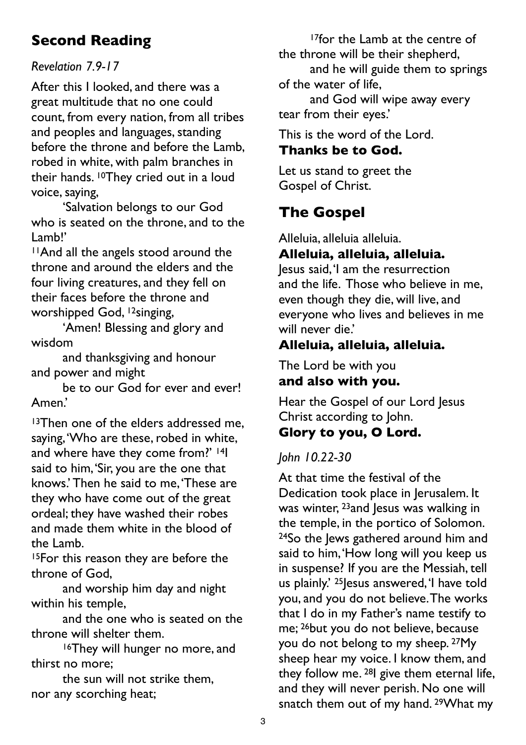## Second Reading

*Revelation 7.9-17*

After this I looked, and there was a great multitude that no one could count, from every nation, from all tribes and peoples and languages, standing before the throne and before the Lamb, robed in white, with palm branches in their hands. [10]They cried out in a loud voice, saying,

'Salvation belongs to our God who is seated on the throne, and to the Lamb!'

[11]And all the angels stood around the throne and around the elders and the four living creatures, and they fell on their faces before the throne and worshipped God, [12]singing,

'Amen! Blessing and glory and wisdom
and thanksgiving and honour and power and might
be to our God for ever and ever! Amen.'

[13]Then one of the elders addressed me, saying, 'Who are these, robed in white, and where have they come from?' [14]I said to him, 'Sir, you are the one that knows.' Then he said to me, 'These are they who have come out of the great ordeal; they have washed their robes and made them white in the blood of the Lamb.

[15]For this reason they are before the throne of God,
and worship him day and night within his temple,
and the one who is seated on the throne will shelter them.
[16]They will hunger no more, and thirst no more;
the sun will not strike them, nor any scorching heat;
[17]for the Lamb at the centre of the throne will be their shepherd,
and he will guide them to springs of the water of life,
and God will wipe away every tear from their eyes.'

This is the word of the Lord.
**Thanks be to God.**

Let us stand to greet the Gospel of Christ.

## The Gospel

Alleluia, alleluia alleluia.
**Alleluia, alleluia, alleluia.**
Jesus said, 'I am the resurrection and the life. Those who believe in me, even though they die, will live, and everyone who lives and believes in me will never die.'
**Alleluia, alleluia, alleluia.**

The Lord be with you
**and also with you.**

Hear the Gospel of our Lord Jesus Christ according to John.
**Glory to you, O Lord.**

*John 10.22-30*

At that time the festival of the Dedication took place in Jerusalem. It was winter, [23]and Jesus was walking in the temple, in the portico of Solomon. [24]So the Jews gathered around him and said to him, 'How long will you keep us in suspense? If you are the Messiah, tell us plainly.' [25]Jesus answered, 'I have told you, and you do not believe. The works that I do in my Father's name testify to me; [26]but you do not believe, because you do not belong to my sheep. [27]My sheep hear my voice. I know them, and they follow me. [28]I give them eternal life, and they will never perish. No one will snatch them out of my hand. [29]What my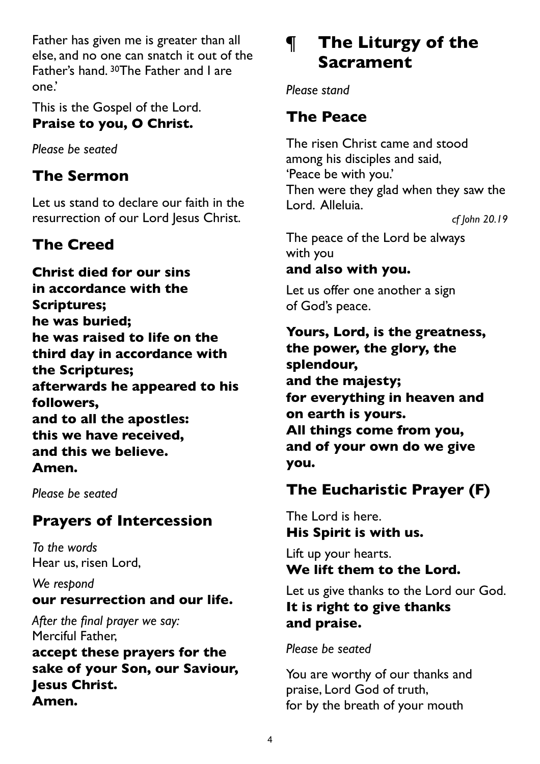Father has given me is greater than all else, and no one can snatch it out of the Father's hand. [30]The Father and I are one.'

This is the Gospel of the Lord.
**Praise to you, O Christ.**

*Please be seated*

## The Sermon

Let us stand to declare our faith in the resurrection of our Lord Jesus Christ.

## The Creed

**Christ died for our sins
in accordance with the Scriptures;
he was buried;
he was raised to life on the third day in accordance with the Scriptures;
afterwards he appeared to his followers,
and to all the apostles:
this we have received,
and this we believe.
Amen.**

*Please be seated*

## Prayers of Intercession

*To the words*
Hear us, risen Lord,

*We respond*
**our resurrection and our life.**

*After the final prayer we say:*
Merciful Father,
**accept these prayers for the sake of your Son, our Saviour, Jesus Christ.
Amen.**

# ¶ The Liturgy of the Sacrament

*Please stand*

## The Peace

The risen Christ came and stood
among his disciples and said,
'Peace be with you.'
Then were they glad when they saw the Lord. Alleluia.

*cf John 20.19*

The peace of the Lord be always with you
**and also with you.**

Let us offer one another a sign of God's peace.

**Yours, Lord, is the greatness, the power, the glory, the splendour,
and the majesty;
for everything in heaven and on earth is yours.
All things come from you,
and of your own do we give you.**

## The Eucharistic Prayer (F)

The Lord is here.
**His Spirit is with us.**

Lift up your hearts.
**We lift them to the Lord.**

Let us give thanks to the Lord our God.
**It is right to give thanks and praise.**

*Please be seated*

You are worthy of our thanks and praise, Lord God of truth,
for by the breath of your mouth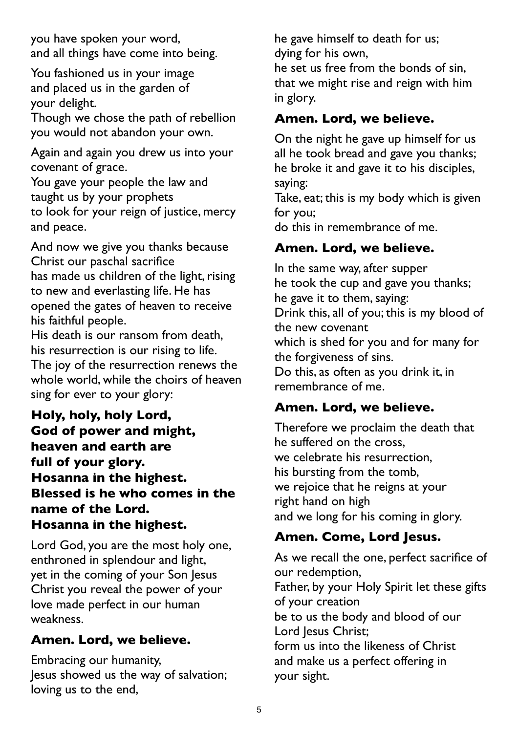you have spoken your word,
and all things have come into being.

You fashioned us in your image
and placed us in the garden of
your delight.
Though we chose the path of rebellion
you would not abandon your own.

Again and again you drew us into your
covenant of grace.
You gave your people the law and
taught us by your prophets
to look for your reign of justice, mercy
and peace.

And now we give you thanks because
Christ our paschal sacrifice
has made us children of the light, rising
to new and everlasting life. He has
opened the gates of heaven to receive
his faithful people.
His death is our ransom from death,
his resurrection is our rising to life.
The joy of the resurrection renews the
whole world, while the choirs of heaven
sing for ever to your glory:

**Holy, holy, holy Lord,**
**God of power and might,**
**heaven and earth are**
**full of your glory.**
**Hosanna in the highest.**
**Blessed is he who comes in the**
**name of the Lord.**
**Hosanna in the highest.**

Lord God, you are the most holy one,
enthroned in splendour and light,
yet in the coming of your Son Jesus
Christ you reveal the power of your
love made perfect in our human
weakness.

**Amen. Lord, we believe.**

Embracing our humanity,
Jesus showed us the way of salvation;
loving us to the end,
he gave himself to death for us;
dying for his own,
he set us free from the bonds of sin,
that we might rise and reign with him
in glory.

**Amen. Lord, we believe.**

On the night he gave up himself for us
all he took bread and gave you thanks;
he broke it and gave it to his disciples,
saying:
Take, eat; this is my body which is given
for you;
do this in remembrance of me.

**Amen. Lord, we believe.**

In the same way, after supper
he took the cup and gave you thanks;
he gave it to them, saying:
Drink this, all of you; this is my blood of
the new covenant
which is shed for you and for many for
the forgiveness of sins.
Do this, as often as you drink it, in
remembrance of me.

**Amen. Lord, we believe.**

Therefore we proclaim the death that
he suffered on the cross,
we celebrate his resurrection,
his bursting from the tomb,
we rejoice that he reigns at your
right hand on high
and we long for his coming in glory.

**Amen. Come, Lord Jesus.**

As we recall the one, perfect sacrifice of
our redemption,
Father, by your Holy Spirit let these gifts
of your creation
be to us the body and blood of our
Lord Jesus Christ;
form us into the likeness of Christ
and make us a perfect offering in
your sight.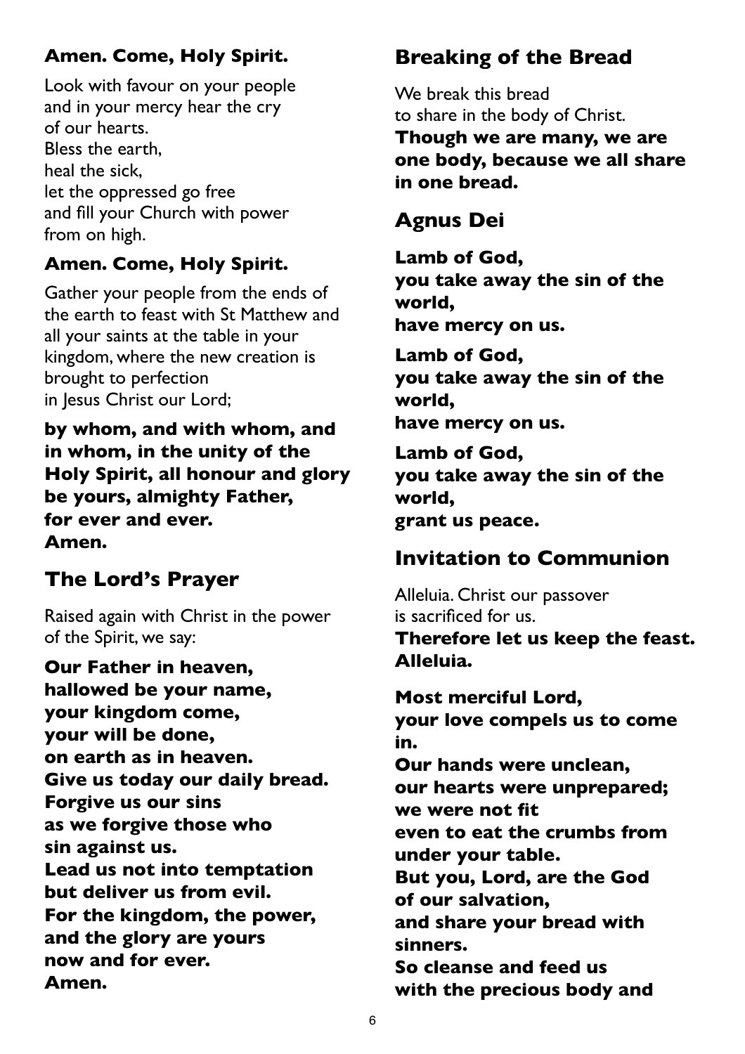**Amen. Come, Holy Spirit.**

Look with favour on your people
and in your mercy hear the cry
of our hearts.
Bless the earth,
heal the sick,
let the oppressed go free
and fill your Church with power
from on high.

**Amen. Come, Holy Spirit.**

Gather your people from the ends of the earth to feast with St Matthew and all your saints at the table in your kingdom, where the new creation is brought to perfection
in Jesus Christ our Lord;

**by whom, and with whom, and in whom, in the unity of the Holy Spirit, all honour and glory be yours, almighty Father,
for ever and ever.
Amen.**

## The Lord's Prayer

Raised again with Christ in the power of the Spirit, we say:

**Our Father in heaven,
hallowed be your name,
your kingdom come,
your will be done,
on earth as in heaven.
Give us today our daily bread.
Forgive us our sins
as we forgive those who
sin against us.
Lead us not into temptation
but deliver us from evil.
For the kingdom, the power,
and the glory are yours
now and for ever.
Amen.**

## Breaking of the Bread

We break this bread
to share in the body of Christ.
**Though we are many, we are one body, because we all share in one bread.**

## Agnus Dei

**Lamb of God,
you take away the sin of the world,
have mercy on us.**

**Lamb of God,
you take away the sin of the world,
have mercy on us.**

**Lamb of God,
you take away the sin of the world,
grant us peace.**

## Invitation to Communion

Alleluia. Christ our passover
is sacrificed for us.
**Therefore let us keep the feast.
Alleluia.**

**Most merciful Lord,
your love compels us to come in.
Our hands were unclean,
our hearts were unprepared;
we were not fit
even to eat the crumbs from under your table.
But you, Lord, are the God
of our salvation,
and share your bread with sinners.
So cleanse and feed us
with the precious body and**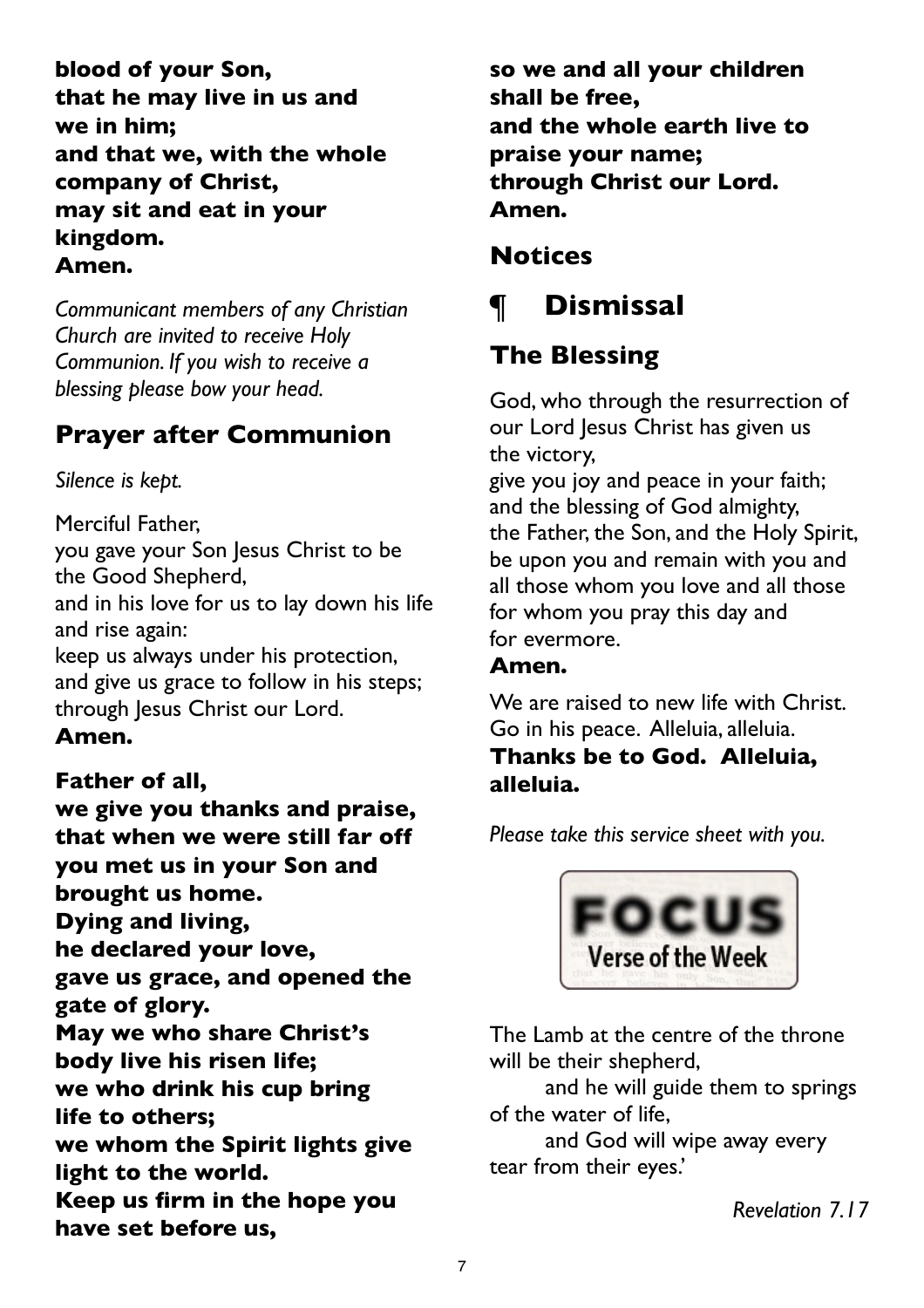**blood of your Son,**
**that he may live in us and we in him;**
**and that we, with the whole company of Christ,**
**may sit and eat in your kingdom.**
**Amen.**

*Communicant members of any Christian Church are invited to receive Holy Communion. If you wish to receive a blessing please bow your head.*

## Prayer after Communion

*Silence is kept.*

Merciful Father,
you gave your Son Jesus Christ to be the Good Shepherd,
and in his love for us to lay down his life and rise again:
keep us always under his protection,
and give us grace to follow in his steps;
through Jesus Christ our Lord.
**Amen.**

**Father of all,**
**we give you thanks and praise,**
**that when we were still far off**
**you met us in your Son and brought us home.**
**Dying and living,**
**he declared your love,**
**gave us grace, and opened the gate of glory.**
**May we who share Christ's body live his risen life;**
**we who drink his cup bring life to others;**
**we whom the Spirit lights give light to the world.**
**Keep us firm in the hope you have set before us,**
**so we and all your children shall be free,**
**and the whole earth live to praise your name;**
**through Christ our Lord.**
**Amen.**

## Notices

# ¶ Dismissal

## The Blessing

God, who through the resurrection of our Lord Jesus Christ has given us the victory,
give you joy and peace in your faith;
and the blessing of God almighty,
the Father, the Son, and the Holy Spirit,
be upon you and remain with you and all those whom you love and all those for whom you pray this day and for evermore.
**Amen.**

We are raised to new life with Christ.
Go in his peace. Alleluia, alleluia.
**Thanks be to God. Alleluia, alleluia.**

*Please take this service sheet with you.*

**FOCUS**
**Verse of the Week**

The Lamb at the centre of the throne will be their shepherd,
and he will guide them to springs of the water of life,
and God will wipe away every tear from their eyes.'

*Revelation 7.17*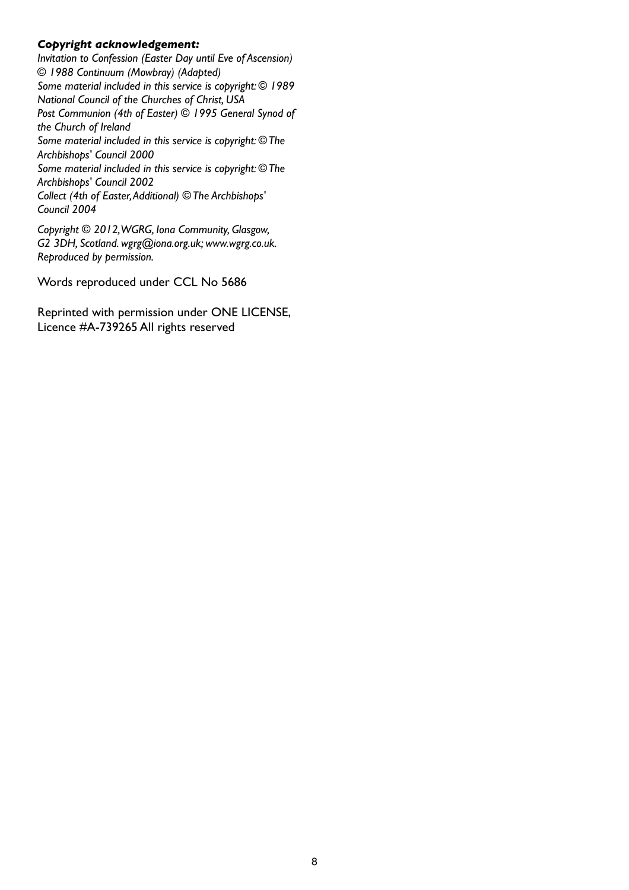***Copyright acknowledgement:***

*Invitation to Confession (Easter Day until Eve of Ascension) © 1988 Continuum (Mowbray) (Adapted)*
*Some material included in this service is copyright: © 1989 National Council of the Churches of Christ, USA*
*Post Communion (4th of Easter) © 1995 General Synod of the Church of Ireland*
*Some material included in this service is copyright: © The Archbishops' Council 2000*
*Some material included in this service is copyright: © The Archbishops' Council 2002*
*Collect (4th of Easter, Additional) © The Archbishops' Council 2004*

*Copyright © 2012, WGRG, Iona Community, Glasgow, G2 3DH, Scotland. wgrg@iona.org.uk; www.wgrg.co.uk. Reproduced by permission.*

Words reproduced under CCL No 5686

Reprinted with permission under ONE LICENSE, Licence #A-739265 All rights reserved